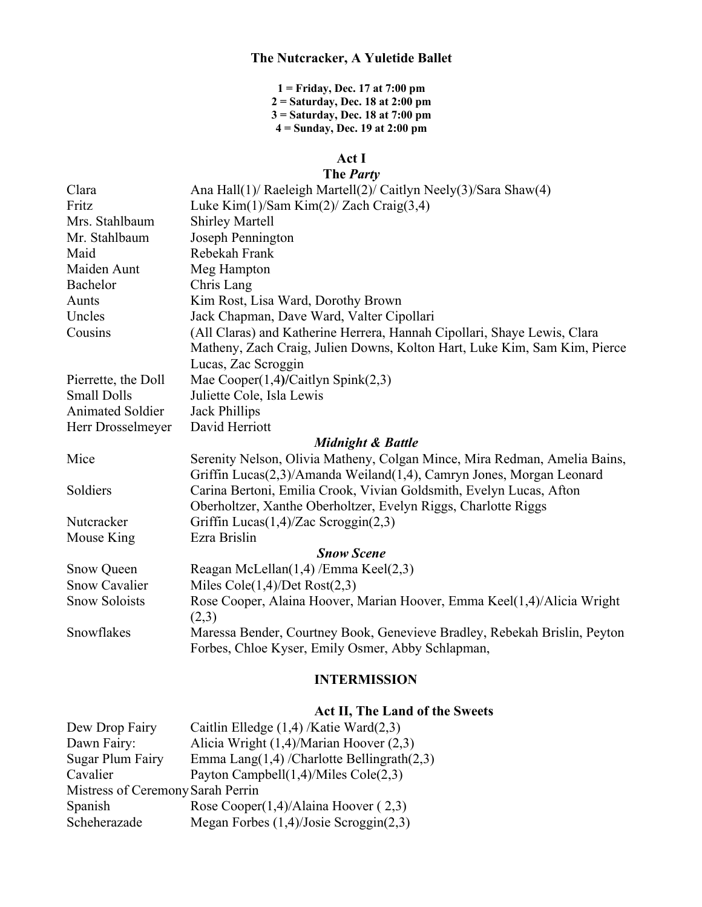# The Nutcracker, A Yuletide Ballet

**1 = Friday, Dec. 17 at 7:00 pm**
**2 = Saturday, Dec. 18 at 2:00 pm**
**3 = Saturday, Dec. 18 at 7:00 pm**
**4 = Sunday, Dec. 19 at 2:00 pm**

## Act I

### The *Party*

| Role | Cast |
|---|---|
| Clara | Ana Hall(1)/ Raeleigh Martell(2)/ Caitlyn Neely(3)/Sara Shaw(4) |
| Fritz | Luke Kim(1)/Sam Kim(2)/ Zach Craig(3,4) |
| Mrs. Stahlbaum | Shirley Martell |
| Mr. Stahlbaum | Joseph Pennington |
| Maid | Rebekah Frank |
| Maiden Aunt | Meg Hampton |
| Bachelor | Chris Lang |
| Aunts | Kim Rost, Lisa Ward, Dorothy Brown |
| Uncles | Jack Chapman, Dave Ward, Valter Cipollari |
| Cousins | (All Claras) and Katherine Herrera, Hannah Cipollari, Shaye Lewis, Clara Matheny, Zach Craig, Julien Downs, Kolton Hart, Luke Kim, Sam Kim, Pierce Lucas, Zac Scroggin |
| Pierrette, the Doll | Mae Cooper(1,4)/Caitlyn Spink(2,3) |
| Small Dolls | Juliette Cole, Isla Lewis |
| Animated Soldier | Jack Phillips |
| Herr Drosselmeyer | David Herriott |

### *Midnight & Battle*

| Role | Cast |
|---|---|
| Mice | Serenity Nelson, Olivia Matheny, Colgan Mince, Mira Redman, Amelia Bains, Griffin Lucas(2,3)/Amanda Weiland(1,4), Camryn Jones, Morgan Leonard |
| Soldiers | Carina Bertoni, Emilia Crook, Vivian Goldsmith, Evelyn Lucas, Afton Oberholtzer, Xanthe Oberholtzer, Evelyn Riggs, Charlotte Riggs |
| Nutcracker | Griffin Lucas(1,4)/Zac Scroggin(2,3) |
| Mouse King | Ezra Brislin |

### *Snow Scene*

| Role | Cast |
|---|---|
| Snow Queen | Reagan McLellan(1,4) /Emma Keel(2,3) |
| Snow Cavalier | Miles Cole(1,4)/Det Rost(2,3) |
| Snow Soloists | Rose Cooper, Alaina Hoover, Marian Hoover, Emma Keel(1,4)/Alicia Wright (2,3) |
| Snowflakes | Maressa Bender, Courtney Book, Genevieve Bradley, Rebekah Brislin, Peyton Forbes, Chloe Kyser, Emily Osmer, Abby Schlapman, |

## INTERMISSION

## Act II, The Land of the Sweets

| Role | Cast |
|---|---|
| Dew Drop Fairy | Caitlin Elledge (1,4) /Katie Ward(2,3) |
| Dawn Fairy: | Alicia Wright (1,4)/Marian Hoover (2,3) |
| Sugar Plum Fairy | Emma Lang(1,4) /Charlotte Bellingrath(2,3) |
| Cavalier | Payton Campbell(1,4)/Miles Cole(2,3) |
| Mistress of Ceremony | Sarah Perrin |
| Spanish | Rose Cooper(1,4)/Alaina Hoover ( 2,3) |
| Scheherazade | Megan Forbes (1,4)/Josie Scroggin(2,3) |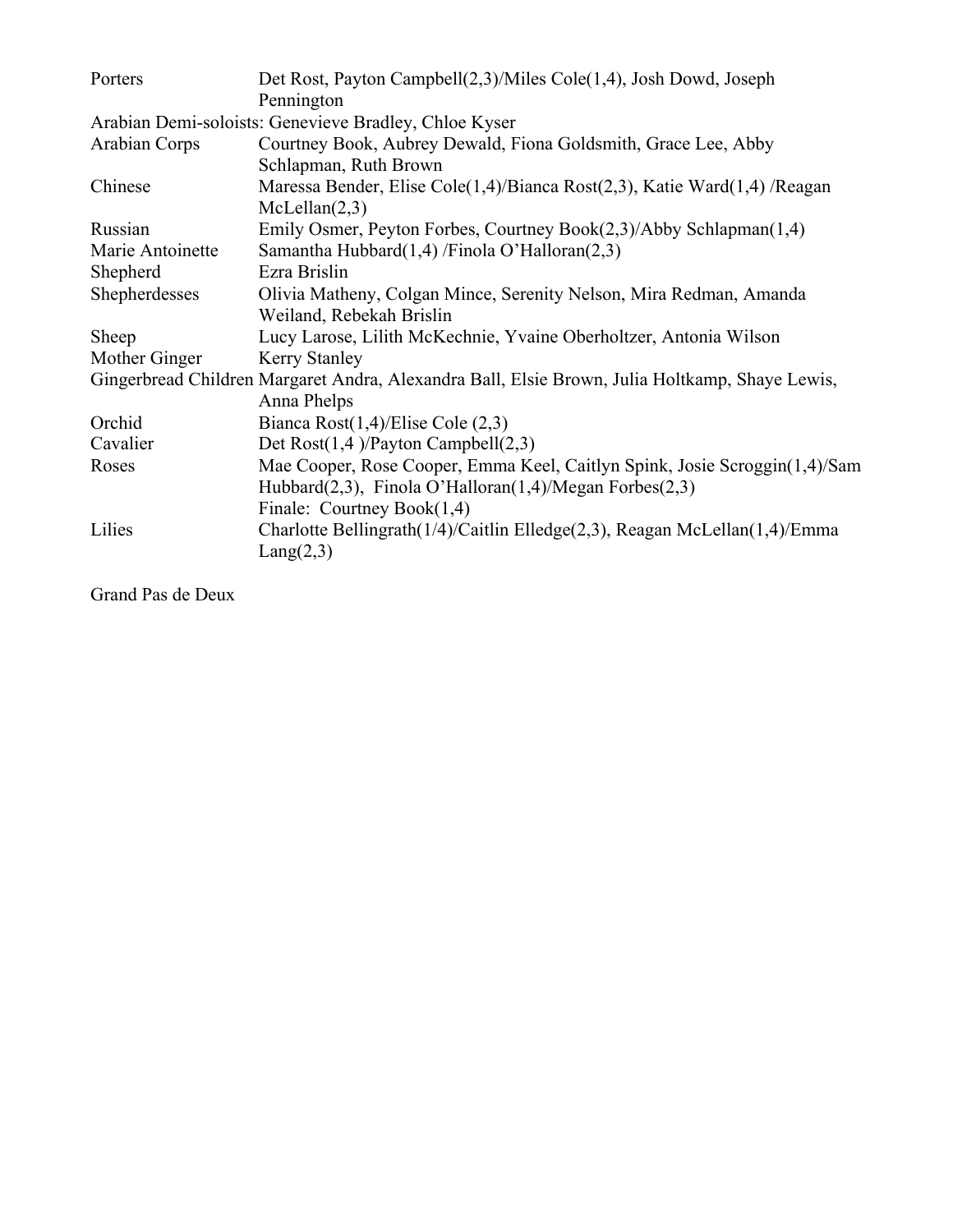| | |
|---|---|
| Porters | Det Rost, Payton Campbell(2,3)/Miles Cole(1,4), Josh Dowd, Joseph Pennington |
| Arabian Demi-soloists: | Genevieve Bradley, Chloe Kyser |
| Arabian Corps | Courtney Book, Aubrey Dewald, Fiona Goldsmith, Grace Lee, Abby Schlapman, Ruth Brown |
| Chinese | Maressa Bender, Elise Cole(1,4)/Bianca Rost(2,3), Katie Ward(1,4) /Reagan McLellan(2,3) |
| Russian | Emily Osmer, Peyton Forbes, Courtney Book(2,3)/Abby Schlapman(1,4) |
| Marie Antoinette | Samantha Hubbard(1,4) /Finola O'Halloran(2,3) |
| Shepherd | Ezra Brislin |
| Shepherdesses | Olivia Matheny, Colgan Mince, Serenity Nelson, Mira Redman, Amanda Weiland, Rebekah Brislin |
| Sheep | Lucy Larose, Lilith McKechnie, Yvaine Oberholtzer, Antonia Wilson |
| Mother Ginger | Kerry Stanley |
| Gingerbread Children | Margaret Andra, Alexandra Ball, Elsie Brown, Julia Holtkamp, Shaye Lewis, Anna Phelps |
| Orchid | Bianca Rost(1,4)/Elise Cole (2,3) |
| Cavalier | Det Rost(1,4 )/Payton Campbell(2,3) |
| Roses | Mae Cooper, Rose Cooper, Emma Keel, Caitlyn Spink, Josie Scroggin(1,4)/Sam Hubbard(2,3), Finola O'Halloran(1,4)/Megan Forbes(2,3)<br>Finale: Courtney Book(1,4) |
| Lilies | Charlotte Bellingrath(1/4)/Caitlin Elledge(2,3), Reagan McLellan(1,4)/Emma Lang(2,3) |

Grand Pas de Deux